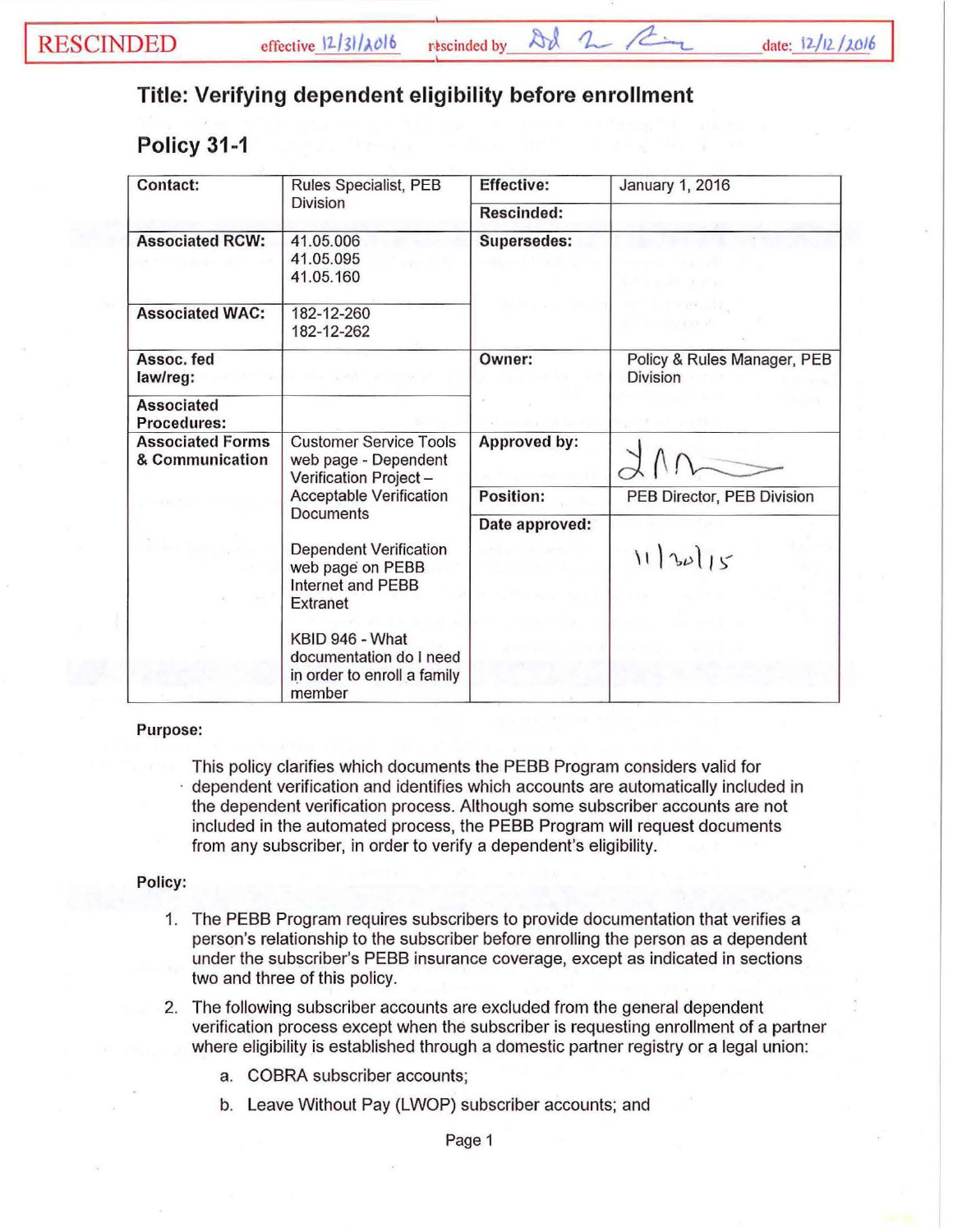RESCINDED effective 12/31/2016 rescinded by [signature] date: 12/12/2016

# Title: Verifying dependent eligibility before enrollment

## Policy 31-1

| Contact: | Rules Specialist, PEB Division | Effective: | January 1, 2016 |
|---|---|---|---|
| | | Rescinded: | |
| Associated RCW: | 41.05.006<br>41.05.095<br>41.05.160 | Supersedes: | |
| Associated WAC: | 182-12-260<br>182-12-262 | | |
| Assoc. fed law/reg: | | Owner: | Policy & Rules Manager, PEB Division |
| Associated Procedures: | | | |
| Associated Forms & Communication | Customer Service Tools web page - Dependent Verification Project – Acceptable Verification Documents<br><br>Dependent Verification web page on PEBB Internet and PEBB Extranet<br><br>KBID 946 - What documentation do I need in order to enroll a family member | Approved by: | [signature] |
| | | Position: | PEB Director, PEB Division |
| | | Date approved: | 11/30/15 |

**Purpose:**

This policy clarifies which documents the PEBB Program considers valid for dependent verification and identifies which accounts are automatically included in the dependent verification process. Although some subscriber accounts are not included in the automated process, the PEBB Program will request documents from any subscriber, in order to verify a dependent's eligibility.

**Policy:**

1. The PEBB Program requires subscribers to provide documentation that verifies a person's relationship to the subscriber before enrolling the person as a dependent under the subscriber's PEBB insurance coverage, except as indicated in sections two and three of this policy.
2. The following subscriber accounts are excluded from the general dependent verification process except when the subscriber is requesting enrollment of a partner where eligibility is established through a domestic partner registry or a legal union:
   a. COBRA subscriber accounts;
   b. Leave Without Pay (LWOP) subscriber accounts; and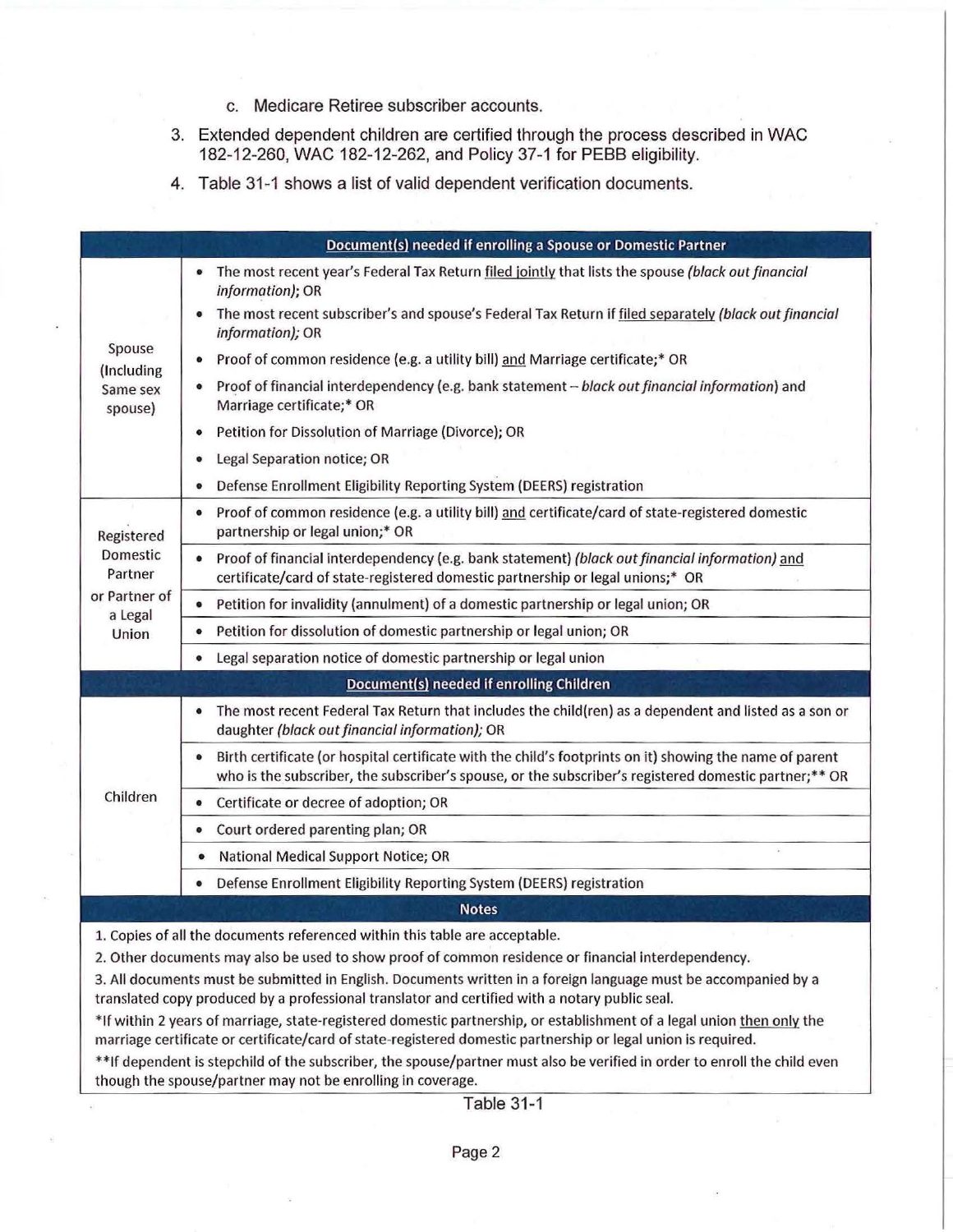c. Medicare Retiree subscriber accounts.

3. Extended dependent children are certified through the process described in WAC 182-12-260, WAC 182-12-262, and Policy 37-1 for PEBB eligibility.
4. Table 31-1 shows a list of valid dependent verification documents.

| | Document(s) needed if enrolling a Spouse or Domestic Partner |
|---|---|
| Spouse (Including Same sex spouse) | • The most recent year's Federal Tax Return filed jointly that lists the spouse *(black out financial information)*; OR<br>• The most recent subscriber's and spouse's Federal Tax Return if filed separately *(black out financial information)*; OR<br>• Proof of common residence (e.g. a utility bill) and Marriage certificate;* OR<br>• Proof of financial interdependency (e.g. bank statement – *black out financial information*) and Marriage certificate;* OR<br>• Petition for Dissolution of Marriage (Divorce); OR<br>• Legal Separation notice; OR<br>• Defense Enrollment Eligibility Reporting System (DEERS) registration |
| Registered Domestic Partner or Partner of a Legal Union | • Proof of common residence (e.g. a utility bill) and certificate/card of state-registered domestic partnership or legal union;* OR |
| | • Proof of financial interdependency (e.g. bank statement) *(black out financial information)* and certificate/card of state-registered domestic partnership or legal unions;* OR |
| | • Petition for invalidity (annulment) of a domestic partnership or legal union; OR |
| | • Petition for dissolution of domestic partnership or legal union; OR |
| | • Legal separation notice of domestic partnership or legal union |
| | **Document(s) needed if enrolling Children** |
| Children | • The most recent Federal Tax Return that includes the child(ren) as a dependent and listed as a son or daughter *(black out financial information)*; OR |
| | • Birth certificate (or hospital certificate with the child's footprints on it) showing the name of parent who is the subscriber, the subscriber's spouse, or the subscriber's registered domestic partner;** OR |
| | • Certificate or decree of adoption; OR |
| | • Court ordered parenting plan; OR |
| | • National Medical Support Notice; OR |
| | • Defense Enrollment Eligibility Reporting System (DEERS) registration |

**Notes**

1. Copies of all the documents referenced within this table are acceptable.
2. Other documents may also be used to show proof of common residence or financial interdependency.
3. All documents must be submitted in English. Documents written in a foreign language must be accompanied by a translated copy produced by a professional translator and certified with a notary public seal.

*If within 2 years of marriage, state-registered domestic partnership, or establishment of a legal union then only the marriage certificate or certificate/card of state-registered domestic partnership or legal union is required.

**If dependent is stepchild of the subscriber, the spouse/partner must also be verified in order to enroll the child even though the spouse/partner may not be enrolling in coverage.

Table 31-1